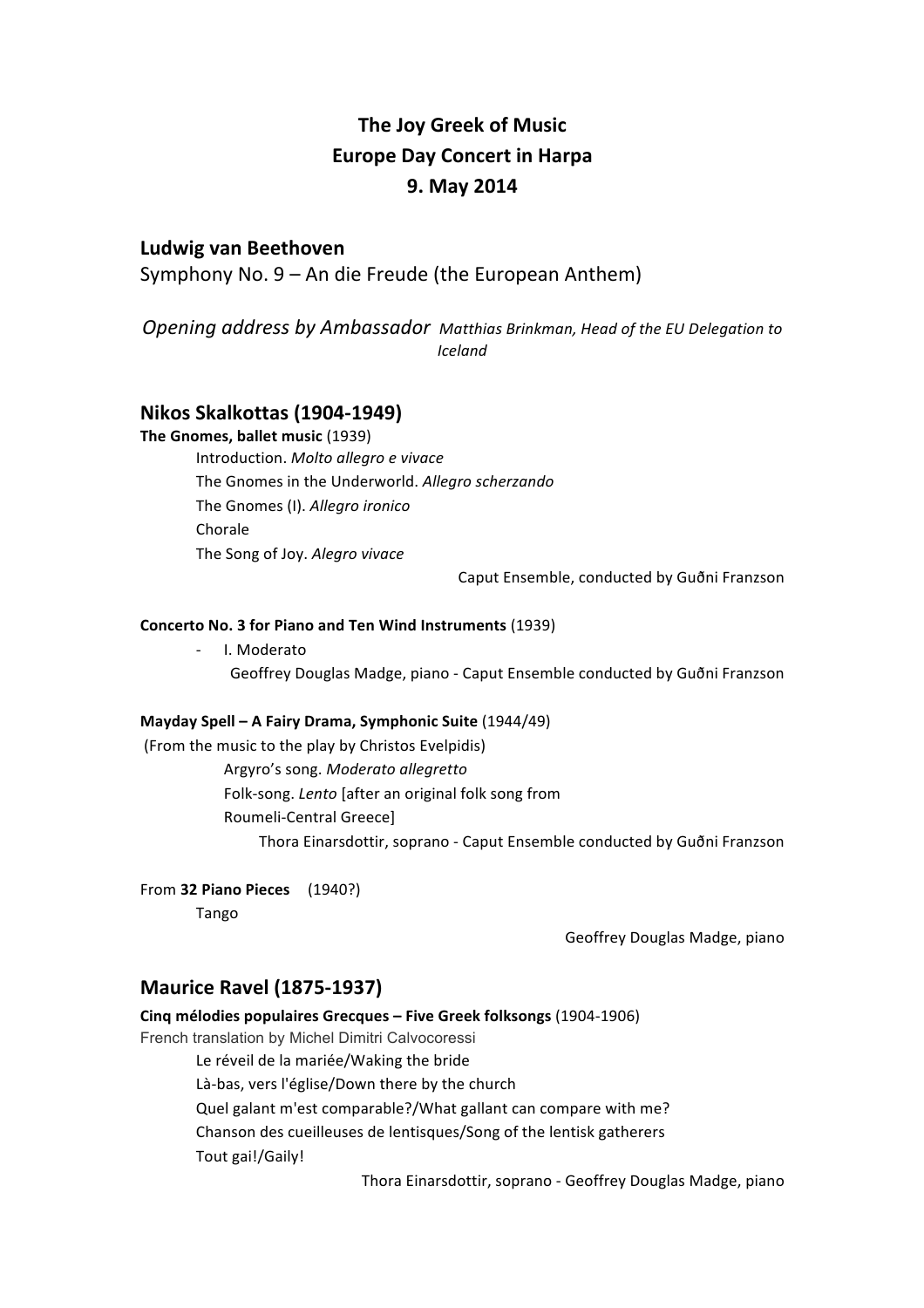# The Joy Greek of Music
# Europe Day Concert in Harpa
# 9. May 2014

## Ludwig van Beethoven

Symphony No. 9 – An die Freude (the European Anthem)

*Opening address by Ambassador* *Matthias Brinkman, Head of the EU Delegation to Iceland*

## Nikos Skalkottas (1904-1949)

**The Gnomes, ballet music** (1939)

Introduction. *Molto allegro e vivace*
The Gnomes in the Underworld. *Allegro scherzando*
The Gnomes (I). *Allegro ironico*
Chorale
The Song of Joy. *Alegro vivace*

Caput Ensemble, conducted by Guðni Franzson

**Concerto No. 3 for Piano and Ten Wind Instruments** (1939)

- I. Moderato

Geoffrey Douglas Madge, piano - Caput Ensemble conducted by Guðni Franzson

**Mayday Spell – A Fairy Drama, Symphonic Suite** (1944/49)
(From the music to the play by Christos Evelpidis)

Argyro's song. *Moderato allegretto*
Folk-song. *Lento* [after an original folk song from Roumeli-Central Greece]

Thora Einarsdottir, soprano - Caput Ensemble conducted by Guðni Franzson

From **32 Piano Pieces** (1940?)

Tango

Geoffrey Douglas Madge, piano

## Maurice Ravel (1875-1937)

**Cinq mélodies populaires Grecques – Five Greek folksongs** (1904-1906)
French translation by Michel Dimitri Calvocoressi

Le réveil de la mariée/Waking the bride
Là-bas, vers l'église/Down there by the church
Quel galant m'est comparable?/What gallant can compare with me?
Chanson des cueilleuses de lentisques/Song of the lentisk gatherers
Tout gai!/Gaily!

Thora Einarsdottir, soprano - Geoffrey Douglas Madge, piano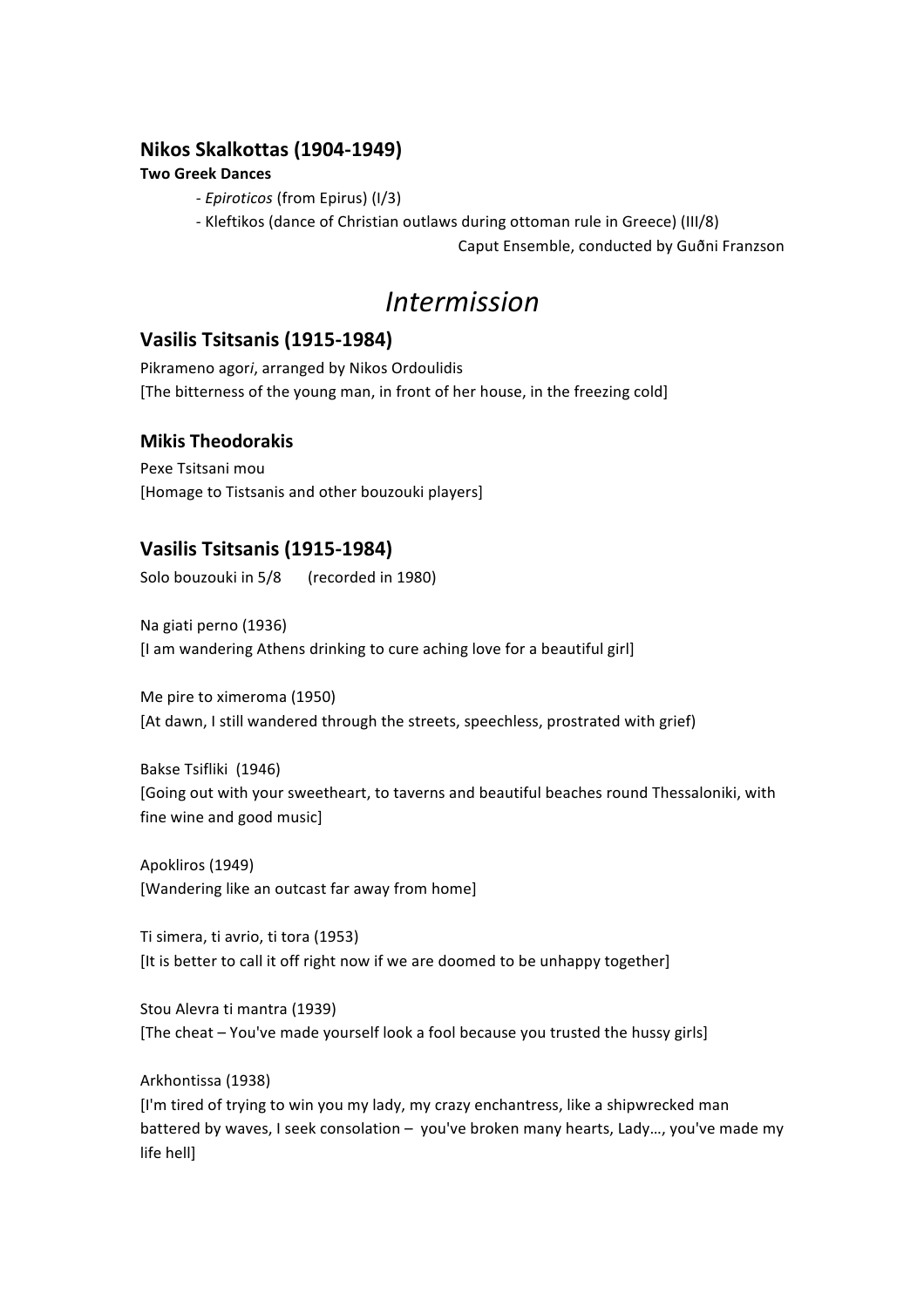### Nikos Skalkottas (1904-1949)

**Two Greek Dances**

- *Epiroticos* (from Epirus) (I/3)
- Kleftikos (dance of Christian outlaws during ottoman rule in Greece) (III/8)

Caput Ensemble, conducted by Guðni Franzson

## *Intermission*

### Vasilis Tsitsanis (1915-1984)

Pikrameno agor*i*, arranged by Nikos Ordoulidis
[The bitterness of the young man, in front of her house, in the freezing cold]

### Mikis Theodorakis

Pexe Tsitsani mou
[Homage to Tistsanis and other bouzouki players]

### Vasilis Tsitsanis (1915-1984)

Solo bouzouki in 5/8 (recorded in 1980)

Na giati perno (1936)
[I am wandering Athens drinking to cure aching love for a beautiful girl]

Me pire to ximeroma (1950)
[At dawn, I still wandered through the streets, speechless, prostrated with grief)

Bakse Tsifliki (1946)
[Going out with your sweetheart, to taverns and beautiful beaches round Thessaloniki, with fine wine and good music]

Apokliros (1949)
[Wandering like an outcast far away from home]

Ti simera, ti avrio, ti tora (1953)
[It is better to call it off right now if we are doomed to be unhappy together]

Stou Alevra ti mantra (1939)
[The cheat – You've made yourself look a fool because you trusted the hussy girls]

Arkhontissa (1938)
[I'm tired of trying to win you my lady, my crazy enchantress, like a shipwrecked man battered by waves, I seek consolation – you've broken many hearts, Lady…, you've made my life hell]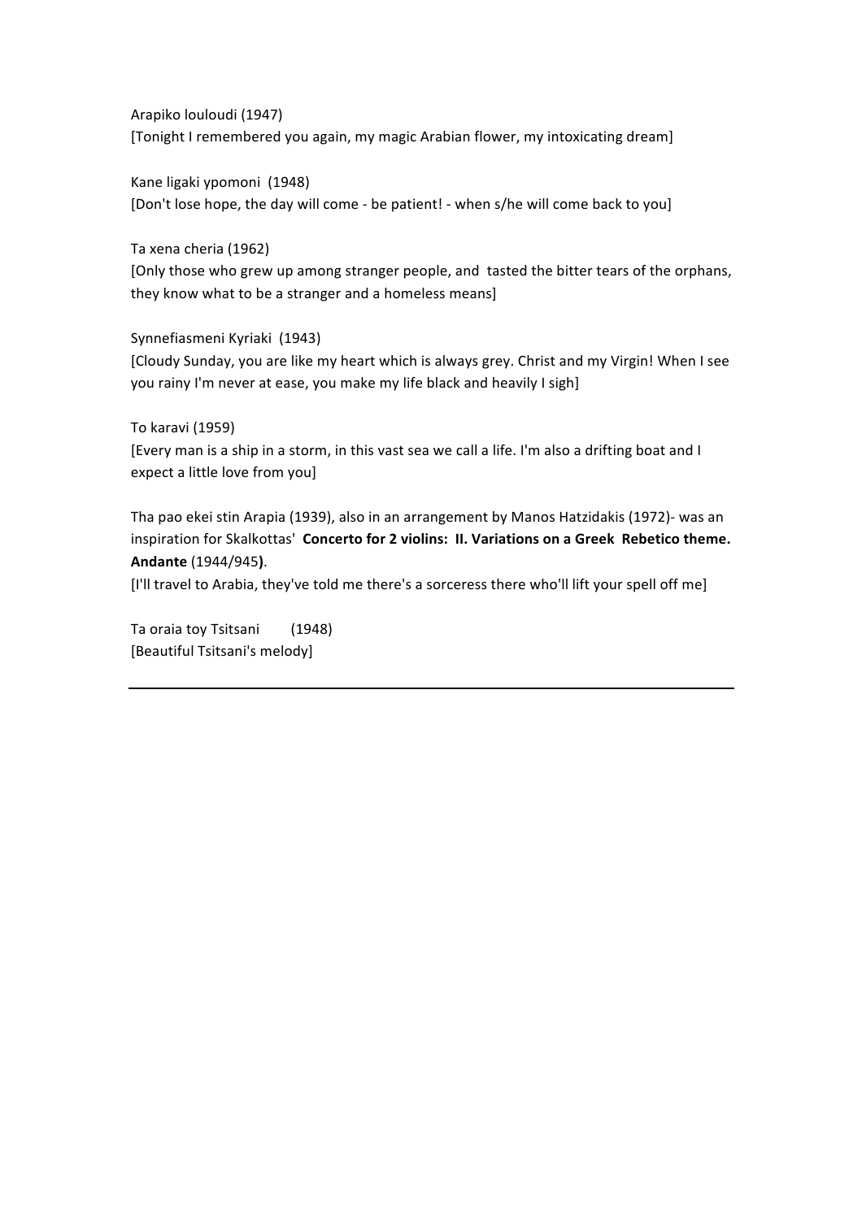Arapiko louloudi (1947)
[Tonight I remembered you again, my magic Arabian flower, my intoxicating dream]

Kane ligaki ypomoni (1948)
[Don't lose hope, the day will come - be patient! - when s/he will come back to you]

Ta xena cheria (1962)
[Only those who grew up among stranger people, and tasted the bitter tears of the orphans, they know what to be a stranger and a homeless means]

Synnefiasmeni Kyriaki (1943)
[Cloudy Sunday, you are like my heart which is always grey. Christ and my Virgin! When I see you rainy I'm never at ease, you make my life black and heavily I sigh]

To karavi (1959)
[Every man is a ship in a storm, in this vast sea we call a life. I'm also a drifting boat and I expect a little love from you]

Tha pao ekei stin Arapia (1939), also in an arrangement by Manos Hatzidakis (1972)- was an inspiration for Skalkottas' **Concerto for 2 violins: II. Variations on a Greek Rebetico theme. Andante** (1944/945**)**.
[I'll travel to Arabia, they've told me there's a sorceress there who'll lift your spell off me]

Ta oraia toy Tsitsani (1948)
[Beautiful Tsitsani's melody]

---